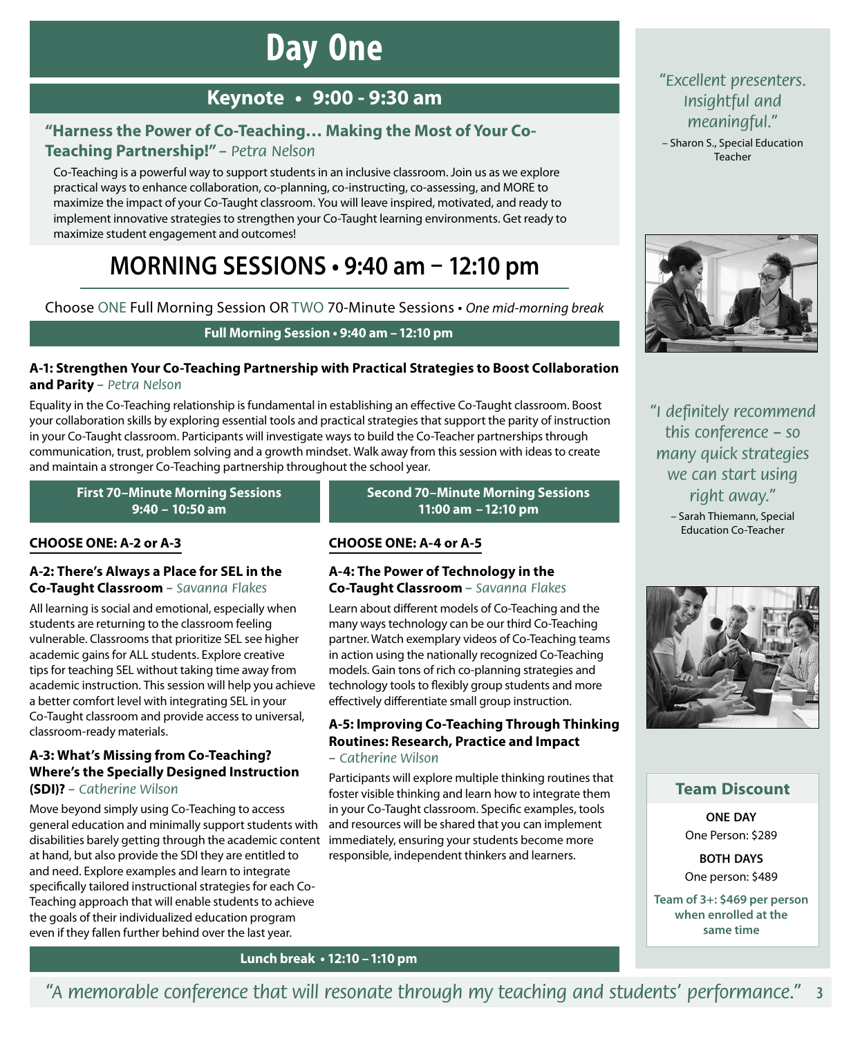# Day One

## Keynote • 9:00 - 9:30 am

**"Harness the Power of Co-Teaching… Making the Most of Your Co-Teaching Partnership!"** – *Petra Nelson*

Co-Teaching is a powerful way to support students in an inclusive classroom. Join us as we explore practical ways to enhance collaboration, co-planning, co-instructing, co-assessing, and MORE to maximize the impact of your Co-Taught classroom. You will leave inspired, motivated, and ready to implement innovative strategies to strengthen your Co-Taught learning environments. Get ready to maximize student engagement and outcomes!

## MORNING SESSIONS • 9:40 am – 12:10 pm

Choose ONE Full Morning Session OR TWO 70-Minute Sessions • *One mid-morning break*

### Full Morning Session • 9:40 am – 12:10 pm

**A-1: Strengthen Your Co-Teaching Partnership with Practical Strategies to Boost Collaboration and Parity** – *Petra Nelson*

Equality in the Co-Teaching relationship is fundamental in establishing an effective Co-Taught classroom. Boost your collaboration skills by exploring essential tools and practical strategies that support the parity of instruction in your Co-Taught classroom. Participants will investigate ways to build the Co-Teacher partnerships through communication, trust, problem solving and a growth mindset. Walk away from this session with ideas to create and maintain a stronger Co-Teaching partnership throughout the school year.

### First 70–Minute Morning Sessions 9:40 – 10:50 am

**CHOOSE ONE: A-2 or A-3**

**A-2: There's Always a Place for SEL in the Co-Taught Classroom** – *Savanna Flakes*

All learning is social and emotional, especially when students are returning to the classroom feeling vulnerable. Classrooms that prioritize SEL see higher academic gains for ALL students. Explore creative tips for teaching SEL without taking time away from academic instruction. This session will help you achieve a better comfort level with integrating SEL in your Co-Taught classroom and provide access to universal, classroom-ready materials.

**A-3: What's Missing from Co-Teaching? Where's the Specially Designed Instruction (SDI)?** – *Catherine Wilson*

Move beyond simply using Co-Teaching to access general education and minimally support students with disabilities barely getting through the academic content at hand, but also provide the SDI they are entitled to and need. Explore examples and learn to integrate specifically tailored instructional strategies for each Co-Teaching approach that will enable students to achieve the goals of their individualized education program even if they fallen further behind over the last year.

### Second 70–Minute Morning Sessions 11:00 am – 12:10 pm

**CHOOSE ONE: A-4 or A-5**

**A-4: The Power of Technology in the Co-Taught Classroom** – *Savanna Flakes*

Learn about different models of Co-Teaching and the many ways technology can be our third Co-Teaching partner. Watch exemplary videos of Co-Teaching teams in action using the nationally recognized Co-Teaching models. Gain tons of rich co-planning strategies and technology tools to flexibly group students and more effectively differentiate small group instruction.

**A-5: Improving Co-Teaching Through Thinking Routines: Research, Practice and Impact** – *Catherine Wilson*

Participants will explore multiple thinking routines that foster visible thinking and learn how to integrate them in your Co-Taught classroom. Specific examples, tools and resources will be shared that you can implement immediately, ensuring your students become more responsible, independent thinkers and learners.

**Lunch break • 12:10 – 1:10 pm**

*"Excellent presenters. Insightful and meaningful."*
– Sharon S., Special Education Teacher

*"I definitely recommend this conference – so many quick strategies we can start using right away."*
– Sarah Thiemann, Special Education Co-Teacher

### Team Discount

**ONE DAY**
One Person: $289

**BOTH DAYS**
One person: $489

**Team of 3+: $469 per person when enrolled at the same time**

*"A memorable conference that will resonate through my teaching and students' performance."*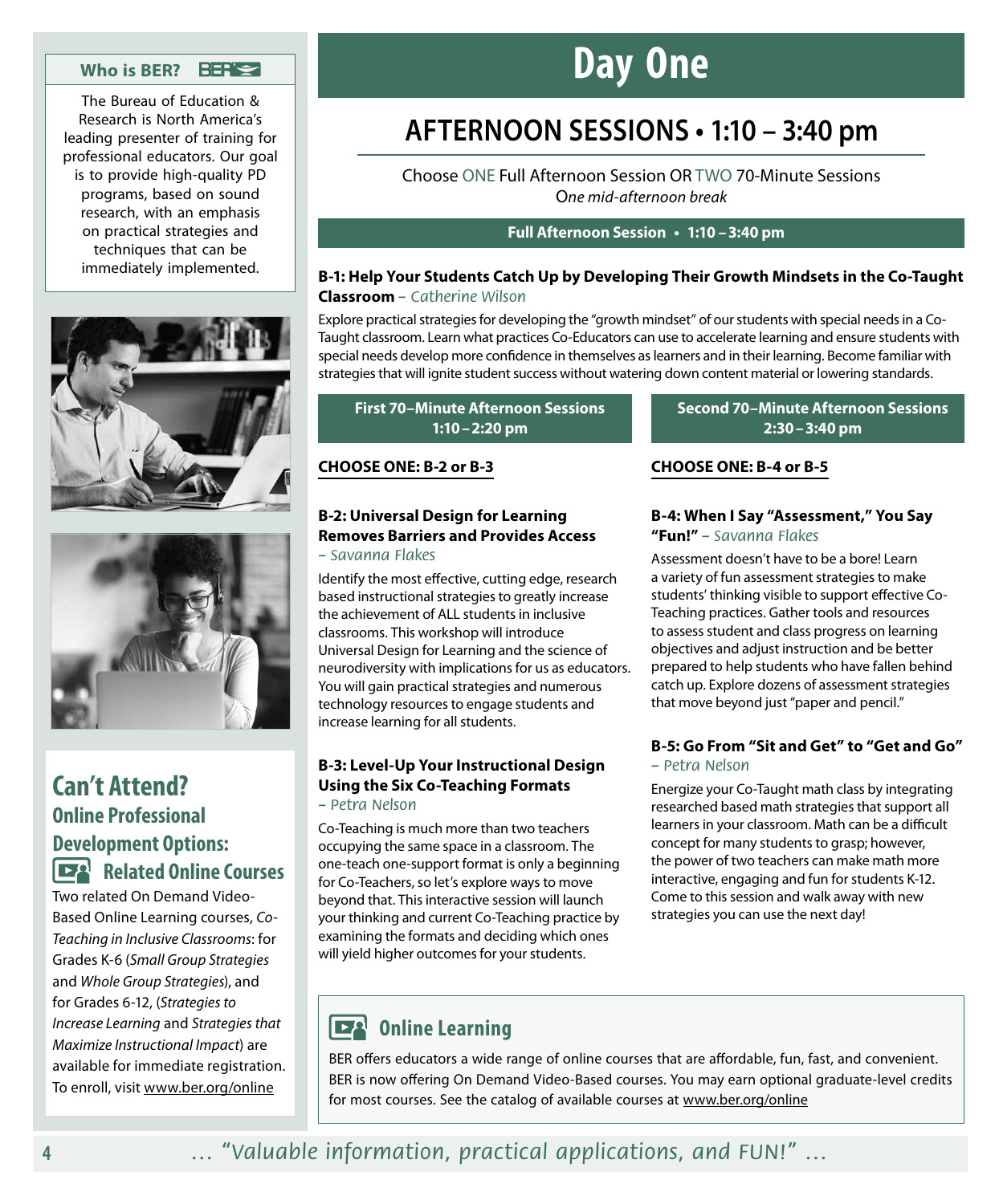# Day One

## AFTERNOON SESSIONS • 1:10 – 3:40 pm

Choose ONE Full Afternoon Session OR TWO 70-Minute Sessions
*One mid-afternoon break*

### Full Afternoon Session • 1:10 – 3:40 pm

**B-1: Help Your Students Catch Up by Developing Their Growth Mindsets in the Co-Taught Classroom** – *Catherine Wilson*

Explore practical strategies for developing the "growth mindset" of our students with special needs in a Co-Taught classroom. Learn what practices Co-Educators can use to accelerate learning and ensure students with special needs develop more confidence in themselves as learners and in their learning. Become familiar with strategies that will ignite student success without watering down content material or lowering standards.

### First 70–Minute Afternoon Sessions 1:10 – 2:20 pm

**CHOOSE ONE: B-2 or B-3**

**B-2: Universal Design for Learning Removes Barriers and Provides Access** – *Savanna Flakes*

Identify the most effective, cutting edge, research based instructional strategies to greatly increase the achievement of ALL students in inclusive classrooms. This workshop will introduce Universal Design for Learning and the science of neurodiversity with implications for us as educators. You will gain practical strategies and numerous technology resources to engage students and increase learning for all students.

**B-3: Level-Up Your Instructional Design Using the Six Co-Teaching Formats** – *Petra Nelson*

Co-Teaching is much more than two teachers occupying the same space in a classroom. The one-teach one-support format is only a beginning for Co-Teachers, so let's explore ways to move beyond that. This interactive session will launch your thinking and current Co-Teaching practice by examining the formats and deciding which ones will yield higher outcomes for your students.

### Second 70–Minute Afternoon Sessions 2:30 – 3:40 pm

**CHOOSE ONE: B-4 or B-5**

**B-4: When I Say "Assessment," You Say "Fun!"** – *Savanna Flakes*

Assessment doesn't have to be a bore! Learn a variety of fun assessment strategies to make students' thinking visible to support effective Co-Teaching practices. Gather tools and resources to assess student and class progress on learning objectives and adjust instruction and be better prepared to help students who have fallen behind catch up. Explore dozens of assessment strategies that move beyond just "paper and pencil."

**B-5: Go From "Sit and Get" to "Get and Go"** – *Petra Nelson*

Energize your Co-Taught math class by integrating researched based math strategies that support all learners in your classroom. Math can be a difficult concept for many students to grasp; however, the power of two teachers can make math more interactive, engaging and fun for students K-12. Come to this session and walk away with new strategies you can use the next day!

### Online Learning

BER offers educators a wide range of online courses that are affordable, fun, fast, and convenient. BER is now offering On Demand Video-Based courses. You may earn optional graduate-level credits for most courses. See the catalog of available courses at www.ber.org/online

---

**Who is BER?**

The Bureau of Education & Research is North America's leading presenter of training for professional educators. Our goal is to provide high-quality PD programs, based on sound research, with an emphasis on practical strategies and techniques that can be immediately implemented.

## Can't Attend?

### Online Professional Development Options:

### Related Online Courses

Two related On Demand Video-Based Online Learning courses, *Co-Teaching in Inclusive Classrooms*: for Grades K-6 (*Small Group Strategies* and *Whole Group Strategies*), and for Grades 6-12, (*Strategies to Increase Learning* and *Strategies that Maximize Instructional Impact*) are available for immediate registration. To enroll, visit www.ber.org/online

… *"Valuable information, practical applications, and FUN!"* …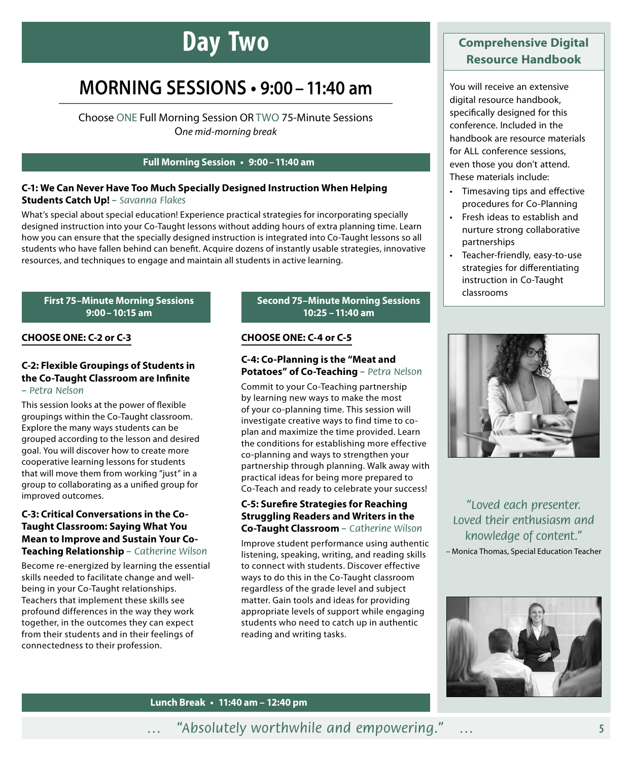# Day Two

## MORNING SESSIONS • 9:00 – 11:40 am

Choose ONE Full Morning Session OR TWO 75-Minute Sessions
*One mid-morning break*

**Full Morning Session • 9:00 – 11:40 am**

**C-1: We Can Never Have Too Much Specially Designed Instruction When Helping Students Catch Up!** – *Savanna Flakes*

What's special about special education! Experience practical strategies for incorporating specially designed instruction into your Co-Taught lessons without adding hours of extra planning time. Learn how you can ensure that the specially designed instruction is integrated into Co-Taught lessons so all students who have fallen behind can benefit. Acquire dozens of instantly usable strategies, innovative resources, and techniques to engage and maintain all students in active learning.

**First 75–Minute Morning Sessions**
**9:00 – 10:15 am**

**CHOOSE ONE: C-2 or C-3**

**C-2: Flexible Groupings of Students in the Co-Taught Classroom are Infinite** – *Petra Nelson*

This session looks at the power of flexible groupings within the Co-Taught classroom. Explore the many ways students can be grouped according to the lesson and desired goal. You will discover how to create more cooperative learning lessons for students that will move them from working "just" in a group to collaborating as a unified group for improved outcomes.

**C-3: Critical Conversations in the Co-Taught Classroom: Saying What You Mean to Improve and Sustain Your Co-Teaching Relationship** – *Catherine Wilson*

Become re-energized by learning the essential skills needed to facilitate change and well-being in your Co-Taught relationships. Teachers that implement these skills see profound differences in the way they work together, in the outcomes they can expect from their students and in their feelings of connectedness to their profession.

**Second 75–Minute Morning Sessions**
**10:25 – 11:40 am**

**CHOOSE ONE: C-4 or C-5**

**C-4: Co-Planning is the "Meat and Potatoes" of Co-Teaching** – *Petra Nelson*

Commit to your Co-Teaching partnership by learning new ways to make the most of your co-planning time. This session will investigate creative ways to find time to co-plan and maximize the time provided. Learn the conditions for establishing more effective co-planning and ways to strengthen your partnership through planning. Walk away with practical ideas for being more prepared to Co-Teach and ready to celebrate your success!

**C-5: Surefire Strategies for Reaching Struggling Readers and Writers in the Co-Taught Classroom** – *Catherine Wilson*

Improve student performance using authentic listening, speaking, writing, and reading skills to connect with students. Discover effective ways to do this in the Co-Taught classroom regardless of the grade level and subject matter. Gain tools and ideas for providing appropriate levels of support while engaging students who need to catch up in authentic reading and writing tasks.

**Lunch Break • 11:40 am – 12:40 pm**

### Comprehensive Digital Resource Handbook

You will receive an extensive digital resource handbook, specifically designed for this conference. Included in the handbook are resource materials for ALL conference sessions, even those you don't attend. These materials include:

- Timesaving tips and effective procedures for Co-Planning
- Fresh ideas to establish and nurture strong collaborative partnerships
- Teacher-friendly, easy-to-use strategies for differentiating instruction in Co-Taught classrooms

*"Loved each presenter. Loved their enthusiasm and knowledge of content."*
– Monica Thomas, Special Education Teacher

… *"Absolutely worthwhile and empowering."* …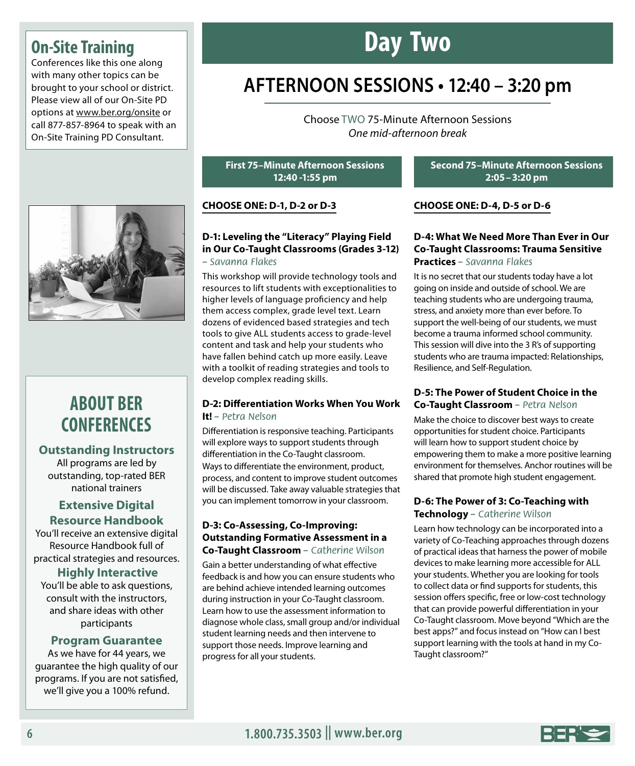## On-Site Training

Conferences like this one along with many other topics can be brought to your school or district. Please view all of our On-Site PD options at www.ber.org/onsite or call 877-857-8964 to speak with an On-Site Training PD Consultant.

## ABOUT BER CONFERENCES

### Outstanding Instructors

All programs are led by outstanding, top-rated BER national trainers

### Extensive Digital Resource Handbook

You'll receive an extensive digital Resource Handbook full of practical strategies and resources.

### Highly Interactive

You'll be able to ask questions, consult with the instructors, and share ideas with other participants

### Program Guarantee

As we have for 44 years, we guarantee the high quality of our programs. If you are not satisfied, we'll give you a 100% refund.

# Day Two

## AFTERNOON SESSIONS • 12:40 – 3:20 pm

Choose TWO 75-Minute Afternoon Sessions
*One mid-afternoon break*

### First 75–Minute Afternoon Sessions 12:40 -1:55 pm

**CHOOSE ONE: D-1, D-2 or D-3**

**D-1: Leveling the "Literacy" Playing Field in Our Co-Taught Classrooms (Grades 3-12)** – *Savanna Flakes*

This workshop will provide technology tools and resources to lift students with exceptionalities to higher levels of language proficiency and help them access complex, grade level text. Learn dozens of evidenced based strategies and tech tools to give ALL students access to grade-level content and task and help your students who have fallen behind catch up more easily. Leave with a toolkit of reading strategies and tools to develop complex reading skills.

**D-2: Differentiation Works When You Work It!** – *Petra Nelson*

Differentiation is responsive teaching. Participants will explore ways to support students through differentiation in the Co-Taught classroom. Ways to differentiate the environment, product, process, and content to improve student outcomes will be discussed. Take away valuable strategies that you can implement tomorrow in your classroom.

**D-3: Co-Assessing, Co-Improving: Outstanding Formative Assessment in a Co-Taught Classroom** – *Catherine Wilson*

Gain a better understanding of what effective feedback is and how you can ensure students who are behind achieve intended learning outcomes during instruction in your Co-Taught classroom. Learn how to use the assessment information to diagnose whole class, small group and/or individual student learning needs and then intervene to support those needs. Improve learning and progress for all your students.

### Second 75–Minute Afternoon Sessions 2:05 – 3:20 pm

**CHOOSE ONE: D-4, D-5 or D-6**

**D-4: What We Need More Than Ever in Our Co-Taught Classrooms: Trauma Sensitive Practices** – *Savanna Flakes*

It is no secret that our students today have a lot going on inside and outside of school. We are teaching students who are undergoing trauma, stress, and anxiety more than ever before. To support the well-being of our students, we must become a trauma informed school community. This session will dive into the 3 R's of supporting students who are trauma impacted: Relationships, Resilience, and Self-Regulation.

**D-5: The Power of Student Choice in the Co-Taught Classroom** – *Petra Nelson*

Make the choice to discover best ways to create opportunities for student choice. Participants will learn how to support student choice by empowering them to make a more positive learning environment for themselves. Anchor routines will be shared that promote high student engagement.

**D-6: The Power of 3: Co-Teaching with Technology** – *Catherine Wilson*

Learn how technology can be incorporated into a variety of Co-Teaching approaches through dozens of practical ideas that harness the power of mobile devices to make learning more accessible for ALL your students. Whether you are looking for tools to collect data or find supports for students, this session offers specific, free or low-cost technology that can provide powerful differentiation in your Co-Taught classroom. Move beyond "Which are the best apps?" and focus instead on "How can I best support learning with the tools at hand in my Co-Taught classroom?"